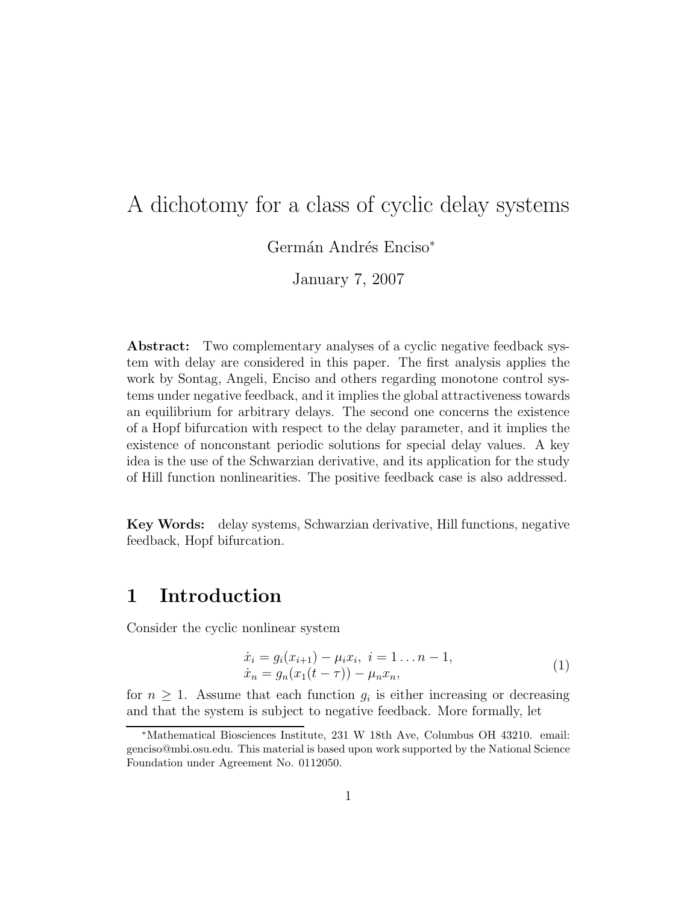# A dichotomy for a class of cyclic delay systems

Germán Andrés Enciso*

January 7, 2007

**Abstract:** Two complementary analyses of a cyclic negative feedback system with delay are considered in this paper. The first analysis applies the work by Sontag, Angeli, Enciso and others regarding monotone control systems under negative feedback, and it implies the global attractiveness towards an equilibrium for arbitrary delays. The second one concerns the existence of a Hopf bifurcation with respect to the delay parameter, and it implies the existence of nonconstant periodic solutions for special delay values. A key idea is the use of the Schwarzian derivative, and its application for the study of Hill function nonlinearities. The positive feedback case is also addressed.

**Key Words:** delay systems, Schwarzian derivative, Hill functions, negative feedback, Hopf bifurcation.

## 1 Introduction

Consider the cyclic nonlinear system

$$
\begin{aligned}
\dot{x}_i &= g_i(x_{i+1}) - \mu_i x_i, \ i = 1 \ldots n-1, \\
\dot{x}_n &= g_n(x_1(t-\tau)) - \mu_n x_n,
\end{aligned}
\tag{1}
$$

for $n \geq 1$. Assume that each function $g_i$ is either increasing or decreasing and that the system is subject to negative feedback. More formally, let

*Mathematical Biosciences Institute, 231 W 18th Ave, Columbus OH 43210. email: genciso@mbi.osu.edu. This material is based upon work supported by the National Science Foundation under Agreement No. 0112050.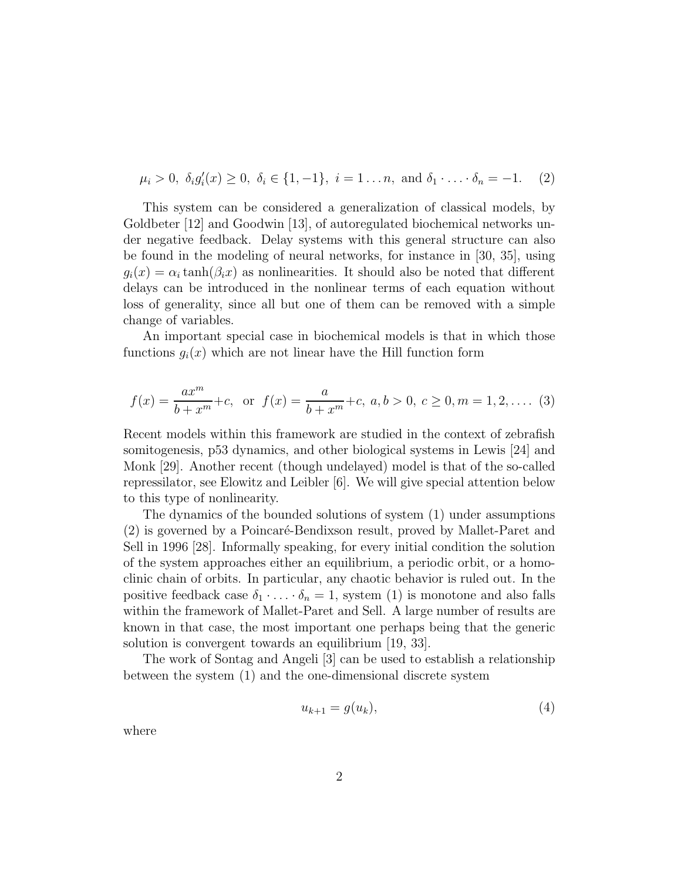$$\mu_i > 0,\ \delta_i g_i'(x) \geq 0,\ \delta_i \in \{1, -1\},\ i = 1 \ldots n, \text{ and } \delta_1 \cdot \ldots \cdot \delta_n = -1. \quad (2)$$

This system can be considered a generalization of classical models, by Goldbeter [12] and Goodwin [13], of autoregulated biochemical networks under negative feedback. Delay systems with this general structure can also be found in the modeling of neural networks, for instance in [30, 35], using $g_i(x) = \alpha_i \tanh(\beta_i x)$ as nonlinearities. It should also be noted that different delays can be introduced in the nonlinear terms of each equation without loss of generality, since all but one of them can be removed with a simple change of variables.

An important special case in biochemical models is that in which those functions $g_i(x)$ which are not linear have the Hill function form

$$f(x) = \frac{ax^m}{b + x^m} + c, \text{ or } f(x) = \frac{a}{b + x^m} + c,\ a, b > 0,\ c \geq 0, m = 1, 2, \ldots. \quad (3)$$

Recent models within this framework are studied in the context of zebrafish somitogenesis, p53 dynamics, and other biological systems in Lewis [24] and Monk [29]. Another recent (though undelayed) model is that of the so-called repressilator, see Elowitz and Leibler [6]. We will give special attention below to this type of nonlinearity.

The dynamics of the bounded solutions of system (1) under assumptions (2) is governed by a Poincaré-Bendixson result, proved by Mallet-Paret and Sell in 1996 [28]. Informally speaking, for every initial condition the solution of the system approaches either an equilibrium, a periodic orbit, or a homoclinic chain of orbits. In particular, any chaotic behavior is ruled out. In the positive feedback case $\delta_1 \cdot \ldots \cdot \delta_n = 1$, system (1) is monotone and also falls within the framework of Mallet-Paret and Sell. A large number of results are known in that case, the most important one perhaps being that the generic solution is convergent towards an equilibrium [19, 33].

The work of Sontag and Angeli [3] can be used to establish a relationship between the system (1) and the one-dimensional discrete system

$$u_{k+1} = g(u_k), \quad (4)$$

where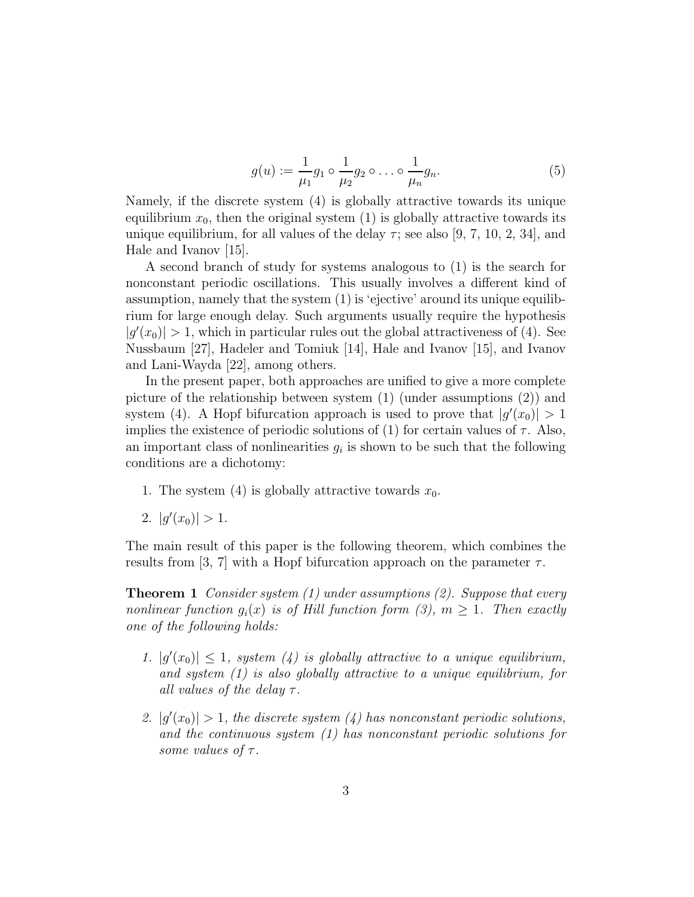$$g(u) := \frac{1}{\mu_1} g_1 \circ \frac{1}{\mu_2} g_2 \circ \ldots \circ \frac{1}{\mu_n} g_n. \tag{5}$$

Namely, if the discrete system (4) is globally attractive towards its unique equilibrium $x_0$, then the original system (1) is globally attractive towards its unique equilibrium, for all values of the delay $\tau$; see also [9, 7, 10, 2, 34], and Hale and Ivanov [15].

A second branch of study for systems analogous to (1) is the search for nonconstant periodic oscillations. This usually involves a different kind of assumption, namely that the system (1) is 'ejective' around its unique equilibrium for large enough delay. Such arguments usually require the hypothesis $|g'(x_0)| > 1$, which in particular rules out the global attractiveness of (4). See Nussbaum [27], Hadeler and Tomiuk [14], Hale and Ivanov [15], and Ivanov and Lani-Wayda [22], among others.

In the present paper, both approaches are unified to give a more complete picture of the relationship between system (1) (under assumptions (2)) and system (4). A Hopf bifurcation approach is used to prove that $|g'(x_0)| > 1$ implies the existence of periodic solutions of (1) for certain values of $\tau$. Also, an important class of nonlinearities $g_i$ is shown to be such that the following conditions are a dichotomy:

1. The system (4) is globally attractive towards $x_0$.
2. $|g'(x_0)| > 1$.

The main result of this paper is the following theorem, which combines the results from [3, 7] with a Hopf bifurcation approach on the parameter $\tau$.

**Theorem 1** *Consider system (1) under assumptions (2). Suppose that every nonlinear function $g_i(x)$ is of Hill function form (3), $m \geq 1$. Then exactly one of the following holds:*

1. *$|g'(x_0)| \leq 1$, system (4) is globally attractive to a unique equilibrium, and system (1) is also globally attractive to a unique equilibrium, for all values of the delay $\tau$.*
2. *$|g'(x_0)| > 1$, the discrete system (4) has nonconstant periodic solutions, and the continuous system (1) has nonconstant periodic solutions for some values of $\tau$.*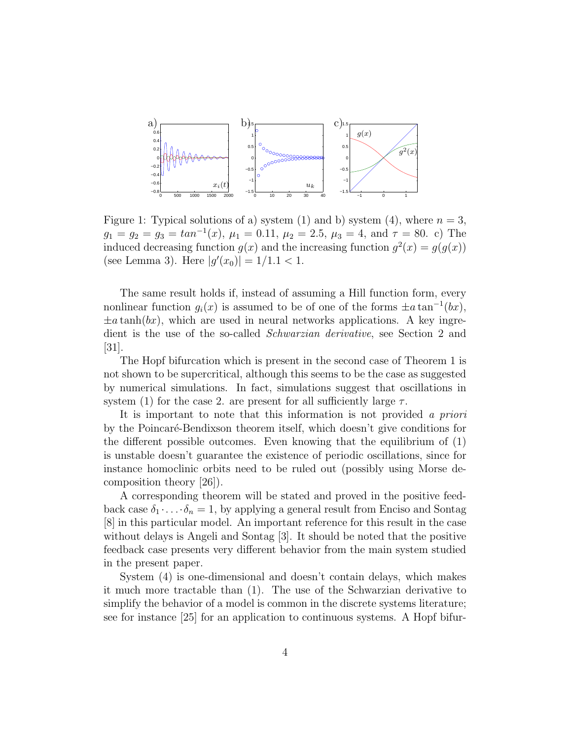Figure 1: Typical solutions of a) system (1) and b) system (4), where $n = 3$, $g_1 = g_2 = g_3 = tan^{-1}(x)$, $\mu_1 = 0.11$, $\mu_2 = 2.5$, $\mu_3 = 4$, and $\tau = 80$. c) The induced decreasing function $g(x)$ and the increasing function $g^2(x) = g(g(x))$ (see Lemma 3). Here $|g'(x_0)| = 1/1.1 < 1$.

The same result holds if, instead of assuming a Hill function form, every nonlinear function $g_i(x)$ is assumed to be of one of the forms $\pm a \tan^{-1}(bx)$, $\pm a \tanh(bx)$, which are used in neural networks applications. A key ingredient is the use of the so-called *Schwarzian derivative*, see Section 2 and [31].

The Hopf bifurcation which is present in the second case of Theorem 1 is not shown to be supercritical, although this seems to be the case as suggested by numerical simulations. In fact, simulations suggest that oscillations in system (1) for the case 2. are present for all sufficiently large $\tau$.

It is important to note that this information is not provided *a priori* by the Poincaré-Bendixson theorem itself, which doesn't give conditions for the different possible outcomes. Even knowing that the equilibrium of (1) is unstable doesn't guarantee the existence of periodic oscillations, since for instance homoclinic orbits need to be ruled out (possibly using Morse decomposition theory [26]).

A corresponding theorem will be stated and proved in the positive feedback case $\delta_1 \cdot \ldots \cdot \delta_n = 1$, by applying a general result from Enciso and Sontag [8] in this particular model. An important reference for this result in the case without delays is Angeli and Sontag [3]. It should be noted that the positive feedback case presents very different behavior from the main system studied in the present paper.

System (4) is one-dimensional and doesn't contain delays, which makes it much more tractable than (1). The use of the Schwarzian derivative to simplify the behavior of a model is common in the discrete systems literature; see for instance [25] for an application to continuous systems. A Hopf bifur-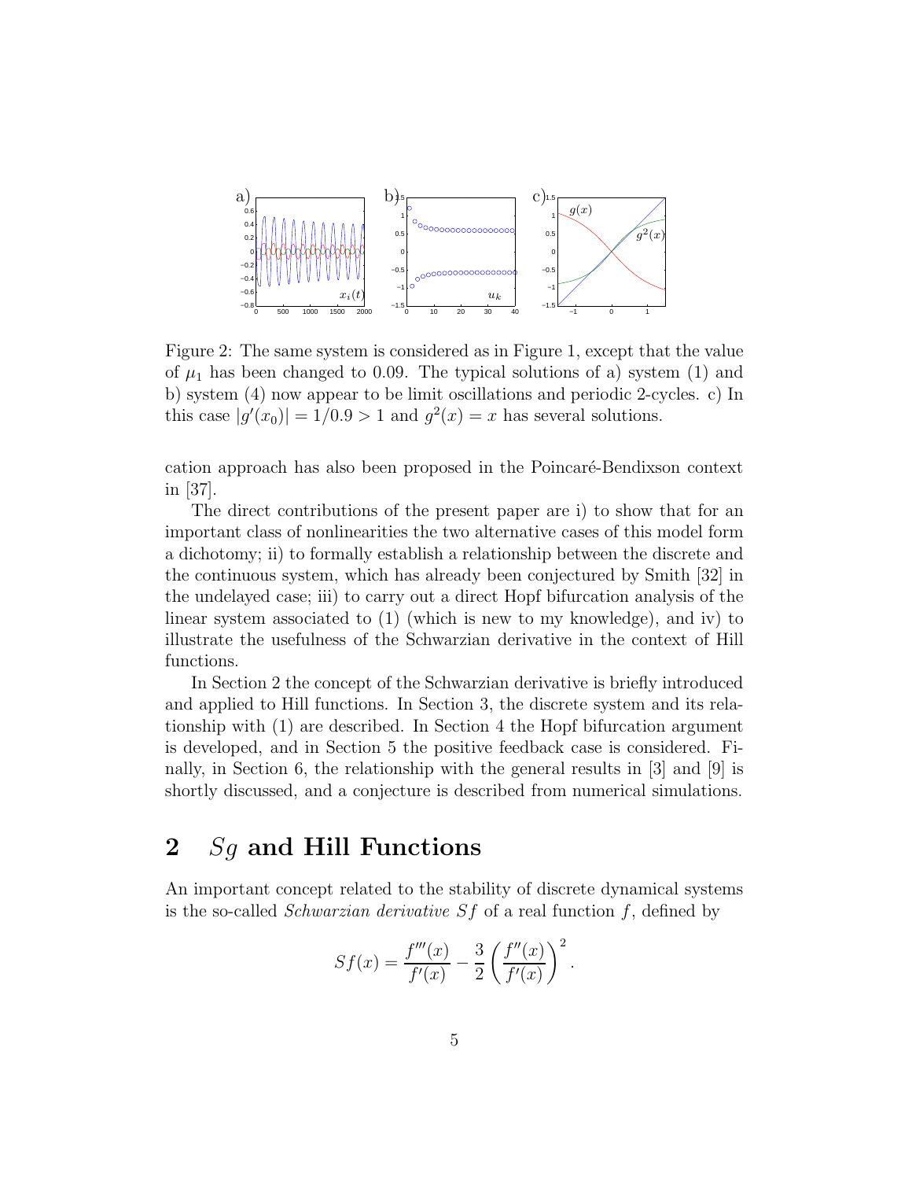Figure 2: The same system is considered as in Figure 1, except that the value of $\mu_1$ has been changed to 0.09. The typical solutions of a) system (1) and b) system (4) now appear to be limit oscillations and periodic 2-cycles. c) In this case $|g'(x_0)| = 1/0.9 > 1$ and $g^2(x) = x$ has several solutions.

cation approach has also been proposed in the Poincaré-Bendixson context in [37].

The direct contributions of the present paper are i) to show that for an important class of nonlinearities the two alternative cases of this model form a dichotomy; ii) to formally establish a relationship between the discrete and the continuous system, which has already been conjectured by Smith [32] in the undelayed case; iii) to carry out a direct Hopf bifurcation analysis of the linear system associated to (1) (which is new to my knowledge), and iv) to illustrate the usefulness of the Schwarzian derivative in the context of Hill functions.

In Section 2 the concept of the Schwarzian derivative is briefly introduced and applied to Hill functions. In Section 3, the discrete system and its relationship with (1) are described. In Section 4 the Hopf bifurcation argument is developed, and in Section 5 the positive feedback case is considered. Finally, in Section 6, the relationship with the general results in [3] and [9] is shortly discussed, and a conjecture is described from numerical simulations.

## 2 $Sg$ and Hill Functions

An important concept related to the stability of discrete dynamical systems is the so-called *Schwarzian derivative* $Sf$ of a real function $f$, defined by

$$Sf(x) = \frac{f'''(x)}{f'(x)} - \frac{3}{2}\left(\frac{f''(x)}{f'(x)}\right)^2.$$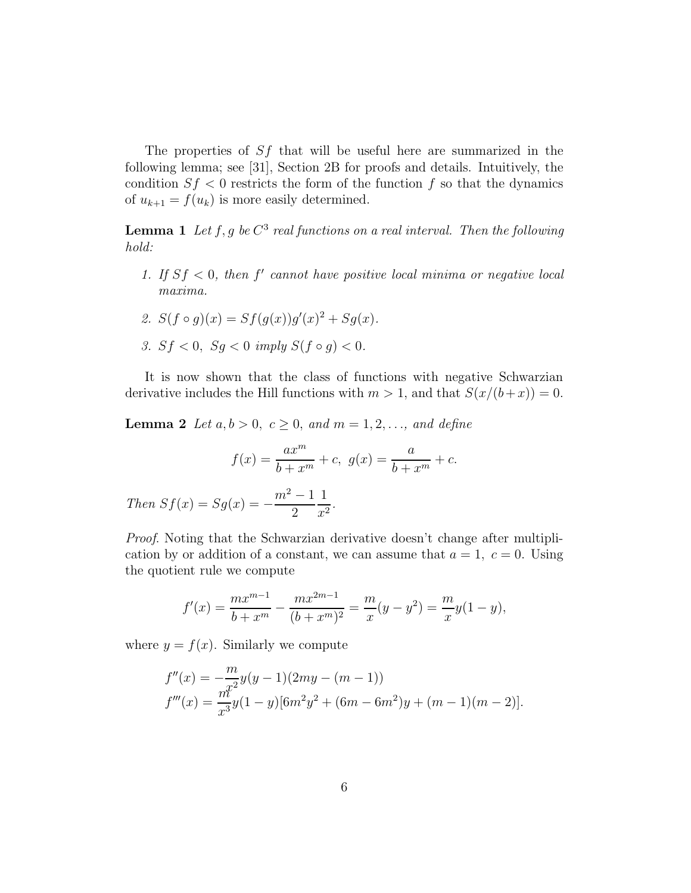The properties of $Sf$ that will be useful here are summarized in the following lemma; see [31], Section 2B for proofs and details. Intuitively, the condition $Sf < 0$ restricts the form of the function $f$ so that the dynamics of $u_{k+1} = f(u_k)$ is more easily determined.

**Lemma 1** *Let $f, g$ be $C^3$ real functions on a real interval. Then the following hold:*

1. *If $Sf < 0$, then $f'$ cannot have positive local minima or negative local maxima.*
2. *$S(f \circ g)(x) = Sf(g(x))g'(x)^2 + Sg(x)$.*
3. *$Sf < 0,\ Sg < 0$ imply $S(f \circ g) < 0$.*

It is now shown that the class of functions with negative Schwarzian derivative includes the Hill functions with $m > 1$, and that $S(x/(b+x)) = 0$.

**Lemma 2** *Let $a, b > 0,\ c \geq 0$, and $m = 1, 2, \ldots$, and define*

$$f(x) = \frac{ax^m}{b + x^m} + c,\ g(x) = \frac{a}{b + x^m} + c.$$

*Then $Sf(x) = Sg(x) = -\dfrac{m^2 - 1}{2}\dfrac{1}{x^2}$.*

*Proof.* Noting that the Schwarzian derivative doesn't change after multiplication by or addition of a constant, we can assume that $a = 1,\ c = 0$. Using the quotient rule we compute

$$f'(x) = \frac{mx^{m-1}}{b + x^m} - \frac{mx^{2m-1}}{(b + x^m)^2} = \frac{m}{x}(y - y^2) = \frac{m}{x}y(1 - y),$$

where $y = f(x)$. Similarly we compute

$$\begin{aligned}
f''(x) &= -\frac{m}{x^2}y(y - 1)(2my - (m - 1)) \\
f'''(x) &= \frac{m}{x^3}y(1 - y)[6m^2y^2 + (6m - 6m^2)y + (m - 1)(m - 2)].
\end{aligned}$$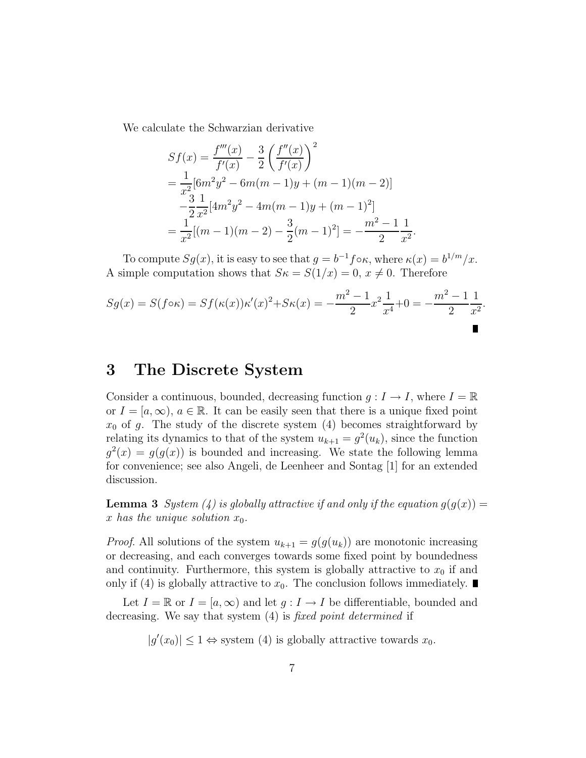We calculate the Schwarzian derivative

$$
\begin{aligned}
Sf(x) &= \frac{f'''(x)}{f'(x)} - \frac{3}{2}\left(\frac{f''(x)}{f'(x)}\right)^2 \\
&= \frac{1}{x^2}[6m^2y^2 - 6m(m-1)y + (m-1)(m-2)] \\
&\quad -\frac{3}{2}\frac{1}{x^2}[4m^2y^2 - 4m(m-1)y + (m-1)^2] \\
&= \frac{1}{x^2}[(m-1)(m-2) - \frac{3}{2}(m-1)^2] = -\frac{m^2-1}{2}\frac{1}{x^2}.
\end{aligned}
$$

To compute $Sg(x)$, it is easy to see that $g = b^{-1} f \circ \kappa$, where $\kappa(x) = b^{1/m}/x$. A simple computation shows that $S\kappa = S(1/x) = 0$, $x \neq 0$. Therefore

$$
Sg(x) = S(f \circ \kappa) = Sf(\kappa(x))\kappa'(x)^2 + S\kappa(x) = -\frac{m^2-1}{2}x^2\frac{1}{x^4} + 0 = -\frac{m^2-1}{2}\frac{1}{x^2}.
$$

∎

# 3 The Discrete System

Consider a continuous, bounded, decreasing function $g : I \to I$, where $I = \mathbb{R}$ or $I = [a, \infty)$, $a \in \mathbb{R}$. It can be easily seen that there is a unique fixed point $x_0$ of $g$. The study of the discrete system (4) becomes straightforward by relating its dynamics to that of the system $u_{k+1} = g^2(u_k)$, since the function $g^2(x) = g(g(x))$ is bounded and increasing. We state the following lemma for convenience; see also Angeli, de Leenheer and Sontag [1] for an extended discussion.

**Lemma 3** *System (4) is globally attractive if and only if the equation $g(g(x)) = x$ has the unique solution $x_0$.*

*Proof.* All solutions of the system $u_{k+1} = g(g(u_k))$ are monotonic increasing or decreasing, and each converges towards some fixed point by boundedness and continuity. Furthermore, this system is globally attractive to $x_0$ if and only if (4) is globally attractive to $x_0$. The conclusion follows immediately. ∎

Let $I = \mathbb{R}$ or $I = [a, \infty)$ and let $g : I \to I$ be differentiable, bounded and decreasing. We say that system (4) is *fixed point determined* if

$$
|g'(x_0)| \leq 1 \Leftrightarrow \text{system (4) is globally attractive towards } x_0.
$$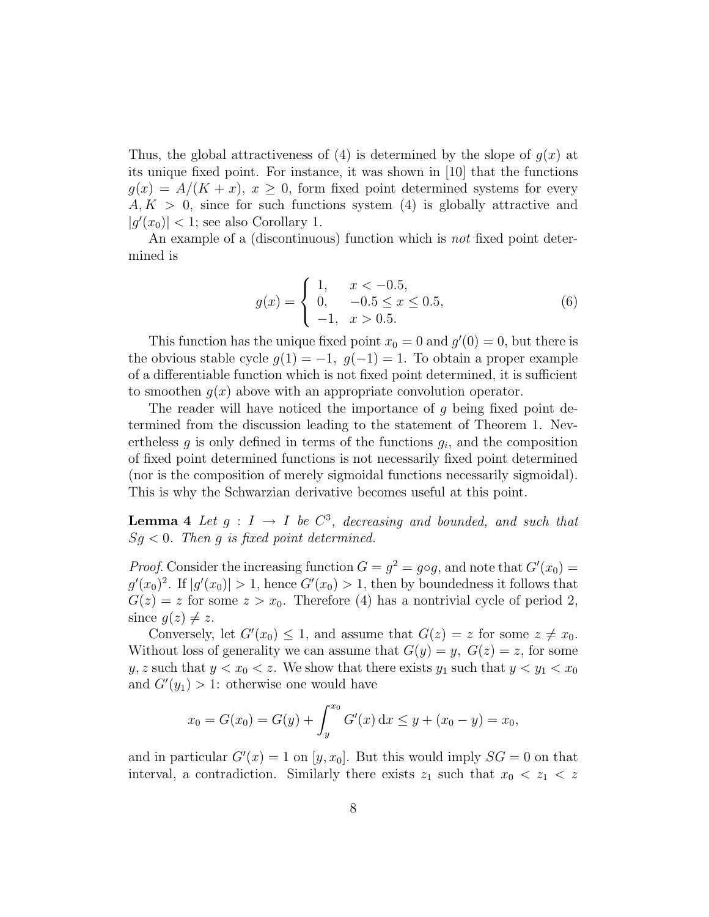Thus, the global attractiveness of (4) is determined by the slope of $g(x)$ at its unique fixed point. For instance, it was shown in [10] that the functions $g(x) = A/(K + x)$, $x \geq 0$, form fixed point determined systems for every $A, K > 0$, since for such functions system (4) is globally attractive and $|g'(x_0)| < 1$; see also Corollary 1.

An example of a (discontinuous) function which is *not* fixed point determined is

$$g(x) = \begin{cases} 1, & x < -0.5, \\ 0, & -0.5 \leq x \leq 0.5, \\ -1, & x > 0.5. \end{cases} \tag{6}$$

This function has the unique fixed point $x_0 = 0$ and $g'(0) = 0$, but there is the obvious stable cycle $g(1) = -1$, $g(-1) = 1$. To obtain a proper example of a differentiable function which is not fixed point determined, it is sufficient to smoothen $g(x)$ above with an appropriate convolution operator.

The reader will have noticed the importance of $g$ being fixed point determined from the discussion leading to the statement of Theorem 1. Nevertheless $g$ is only defined in terms of the functions $g_i$, and the composition of fixed point determined functions is not necessarily fixed point determined (nor is the composition of merely sigmoidal functions necessarily sigmoidal). This is why the Schwarzian derivative becomes useful at this point.

**Lemma 4** *Let $g : I \to I$ be $C^3$, decreasing and bounded, and such that $Sg < 0$. Then $g$ is fixed point determined.*

*Proof.* Consider the increasing function $G = g^2 = g \circ g$, and note that $G'(x_0) = g'(x_0)^2$. If $|g'(x_0)| > 1$, hence $G'(x_0) > 1$, then by boundedness it follows that $G(z) = z$ for some $z > x_0$. Therefore (4) has a nontrivial cycle of period 2, since $g(z) \neq z$.

Conversely, let $G'(x_0) \leq 1$, and assume that $G(z) = z$ for some $z \neq x_0$. Without loss of generality we can assume that $G(y) = y$, $G(z) = z$, for some $y, z$ such that $y < x_0 < z$. We show that there exists $y_1$ such that $y < y_1 < x_0$ and $G'(y_1) > 1$: otherwise one would have

$$x_0 = G(x_0) = G(y) + \int_y^{x_0} G'(x)\,\mathrm{d}x \leq y + (x_0 - y) = x_0,$$

and in particular $G'(x) = 1$ on $[y, x_0]$. But this would imply $SG = 0$ on that interval, a contradiction. Similarly there exists $z_1$ such that $x_0 < z_1 < z$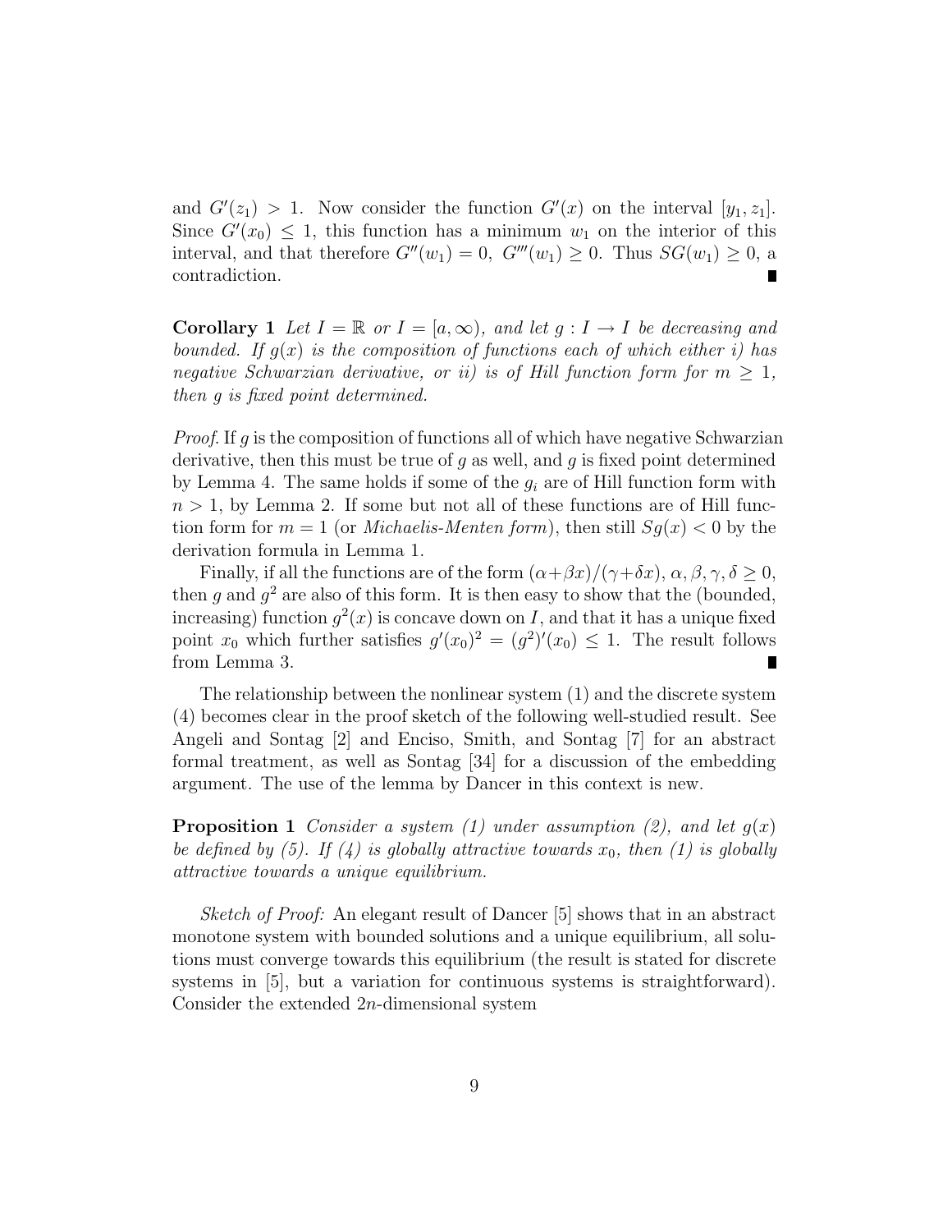and $G'(z_1) > 1$. Now consider the function $G'(x)$ on the interval $[y_1, z_1]$. Since $G'(x_0) \leq 1$, this function has a minimum $w_1$ on the interior of this interval, and that therefore $G''(w_1) = 0$, $G'''(w_1) \geq 0$. Thus $SG(w_1) \geq 0$, a contradiction. ∎

**Corollary 1** *Let $I = \mathbb{R}$ or $I = [a, \infty)$, and let $g : I \to I$ be decreasing and bounded. If $g(x)$ is the composition of functions each of which either i) has negative Schwarzian derivative, or ii) is of Hill function form for $m \geq 1$, then $g$ is fixed point determined.*

*Proof.* If $g$ is the composition of functions all of which have negative Schwarzian derivative, then this must be true of $g$ as well, and $g$ is fixed point determined by Lemma 4. The same holds if some of the $g_i$ are of Hill function form with $n > 1$, by Lemma 2. If some but not all of these functions are of Hill function form for $m = 1$ (or *Michaelis-Menten form*), then still $Sg(x) < 0$ by the derivation formula in Lemma 1.

Finally, if all the functions are of the form $(\alpha+\beta x)/(\gamma+\delta x)$, $\alpha, \beta, \gamma, \delta \geq 0$, then $g$ and $g^2$ are also of this form. It is then easy to show that the (bounded, increasing) function $g^2(x)$ is concave down on $I$, and that it has a unique fixed point $x_0$ which further satisfies $g'(x_0)^2 = (g^2)'(x_0) \leq 1$. The result follows from Lemma 3. ∎

The relationship between the nonlinear system (1) and the discrete system (4) becomes clear in the proof sketch of the following well-studied result. See Angeli and Sontag [2] and Enciso, Smith, and Sontag [7] for an abstract formal treatment, as well as Sontag [34] for a discussion of the embedding argument. The use of the lemma by Dancer in this context is new.

**Proposition 1** *Consider a system (1) under assumption (2), and let $g(x)$ be defined by (5). If (4) is globally attractive towards $x_0$, then (1) is globally attractive towards a unique equilibrium.*

*Sketch of Proof:* An elegant result of Dancer [5] shows that in an abstract monotone system with bounded solutions and a unique equilibrium, all solutions must converge towards this equilibrium (the result is stated for discrete systems in [5], but a variation for continuous systems is straightforward). Consider the extended $2n$-dimensional system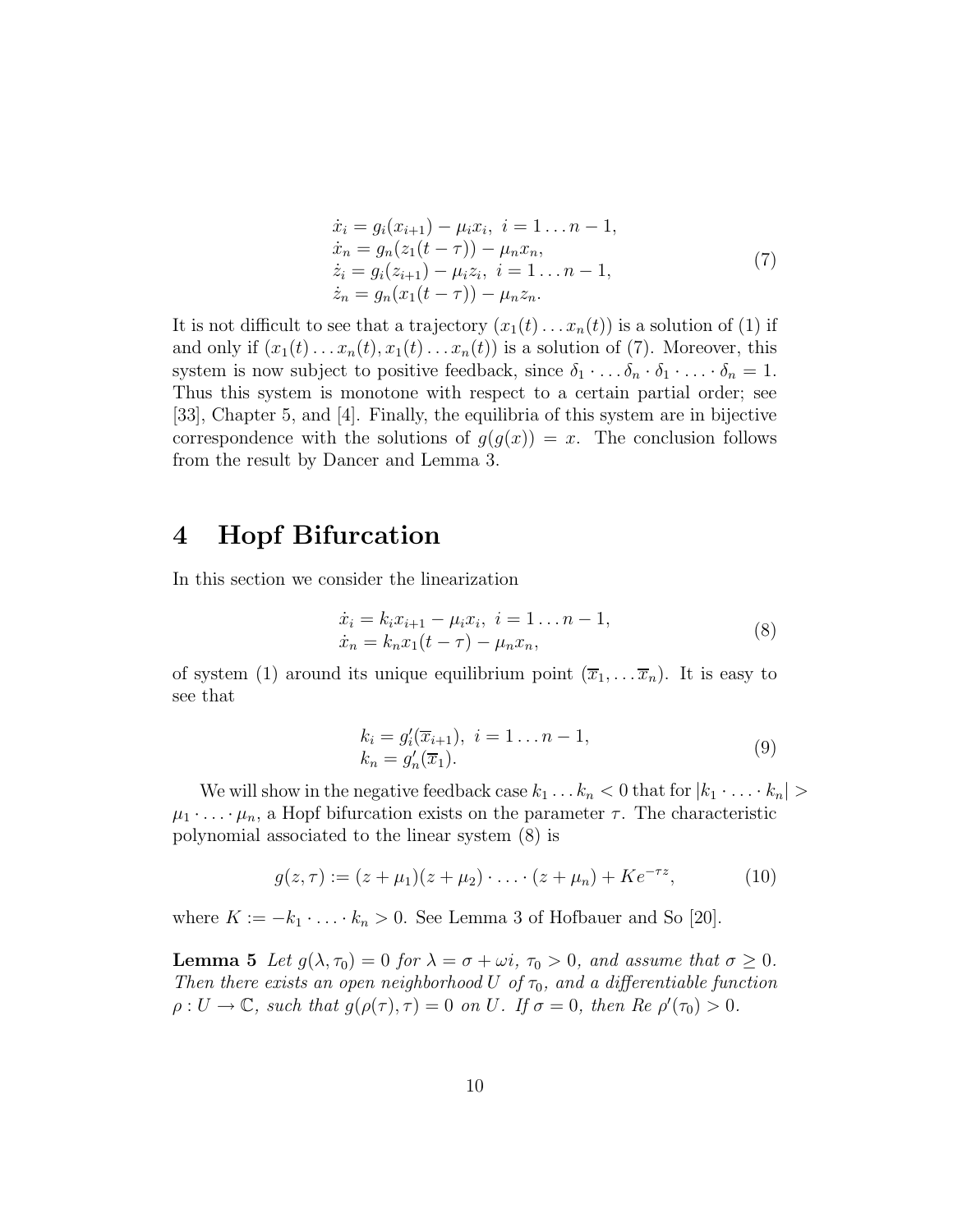$$
\begin{array}{l}
\dot{x}_i = g_i(x_{i+1}) - \mu_i x_i,\ i = 1 \dots n-1, \\
\dot{x}_n = g_n(z_1(t-\tau)) - \mu_n x_n, \\
\dot{z}_i = g_i(z_{i+1}) - \mu_i z_i,\ i = 1 \dots n-1, \\
\dot{z}_n = g_n(x_1(t-\tau)) - \mu_n z_n.
\end{array}
\tag{7}
$$

It is not difficult to see that a trajectory $(x_1(t) \dots x_n(t))$ is a solution of (1) if and only if $(x_1(t) \dots x_n(t), x_1(t) \dots x_n(t))$ is a solution of (7). Moreover, this system is now subject to positive feedback, since $\delta_1 \cdot \ldots \delta_n \cdot \delta_1 \cdot \ldots \cdot \delta_n = 1$. Thus this system is monotone with respect to a certain partial order; see [33], Chapter 5, and [4]. Finally, the equilibria of this system are in bijective correspondence with the solutions of $g(g(x)) = x$. The conclusion follows from the result by Dancer and Lemma 3.

# 4 Hopf Bifurcation

In this section we consider the linearization

$$
\begin{array}{l}
\dot{x}_i = k_i x_{i+1} - \mu_i x_i,\ i = 1 \dots n-1, \\
\dot{x}_n = k_n x_1(t-\tau) - \mu_n x_n,
\end{array}
\tag{8}
$$

of system (1) around its unique equilibrium point $(\overline{x}_1, \dots \overline{x}_n)$. It is easy to see that

$$
\begin{array}{l}
k_i = g_i'(\overline{x}_{i+1}),\ i = 1 \dots n-1, \\
k_n = g_n'(\overline{x}_1).
\end{array}
\tag{9}
$$

We will show in the negative feedback case $k_1 \dots k_n < 0$ that for $|k_1 \cdot \ldots \cdot k_n| > \mu_1 \cdot \ldots \cdot \mu_n$, a Hopf bifurcation exists on the parameter $\tau$. The characteristic polynomial associated to the linear system (8) is

$$
g(z, \tau) := (z + \mu_1)(z + \mu_2) \cdot \ldots \cdot (z + \mu_n) + K e^{-\tau z},
\tag{10}
$$

where $K := -k_1 \cdot \ldots \cdot k_n > 0$. See Lemma 3 of Hofbauer and So [20].

**Lemma 5** *Let $g(\lambda, \tau_0) = 0$ for $\lambda = \sigma + \omega i$, $\tau_0 > 0$, and assume that $\sigma \geq 0$. Then there exists an open neighborhood $U$ of $\tau_0$, and a differentiable function $\rho : U \to \mathbb{C}$, such that $g(\rho(\tau), \tau) = 0$ on $U$. If $\sigma = 0$, then Re $\rho'(\tau_0) > 0$.*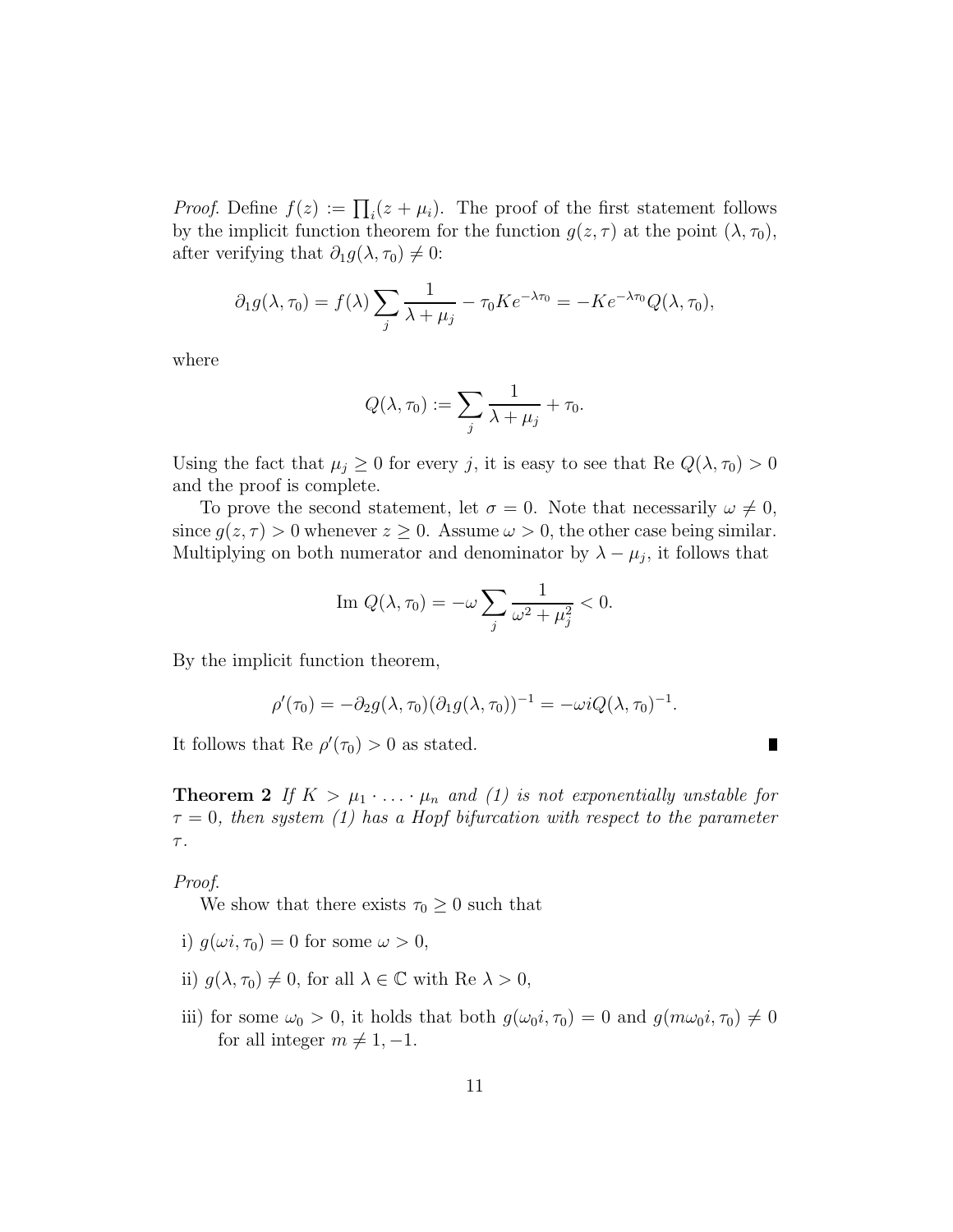*Proof.* Define $f(z) := \prod_i (z + \mu_i)$. The proof of the first statement follows by the implicit function theorem for the function $g(z, \tau)$ at the point $(\lambda, \tau_0)$, after verifying that $\partial_1 g(\lambda, \tau_0) \neq 0$:

$$\partial_1 g(\lambda, \tau_0) = f(\lambda) \sum_j \frac{1}{\lambda + \mu_j} - \tau_0 K e^{-\lambda \tau_0} = -K e^{-\lambda \tau_0} Q(\lambda, \tau_0),$$

where

$$Q(\lambda, \tau_0) := \sum_j \frac{1}{\lambda + \mu_j} + \tau_0.$$

Using the fact that $\mu_j \geq 0$ for every $j$, it is easy to see that Re $Q(\lambda, \tau_0) > 0$ and the proof is complete.

To prove the second statement, let $\sigma = 0$. Note that necessarily $\omega \neq 0$, since $g(z, \tau) > 0$ whenever $z \geq 0$. Assume $\omega > 0$, the other case being similar. Multiplying on both numerator and denominator by $\lambda - \mu_j$, it follows that

$$\text{Im } Q(\lambda, \tau_0) = -\omega \sum_j \frac{1}{\omega^2 + \mu_j^2} < 0.$$

By the implicit function theorem,

$$\rho'(\tau_0) = -\partial_2 g(\lambda, \tau_0)(\partial_1 g(\lambda, \tau_0))^{-1} = -\omega i Q(\lambda, \tau_0)^{-1}.$$

It follows that Re $\rho'(\tau_0) > 0$ as stated. ∎

**Theorem 2** *If $K > \mu_1 \cdot \ldots \cdot \mu_n$ and (1) is not exponentially unstable for $\tau = 0$, then system (1) has a Hopf bifurcation with respect to the parameter $\tau$.*

*Proof.*

We show that there exists $\tau_0 \geq 0$ such that

i) $g(\omega i, \tau_0) = 0$ for some $\omega > 0$,

ii) $g(\lambda, \tau_0) \neq 0$, for all $\lambda \in \mathbb{C}$ with Re $\lambda > 0$,

iii) for some $\omega_0 > 0$, it holds that both $g(\omega_0 i, \tau_0) = 0$ and $g(m\omega_0 i, \tau_0) \neq 0$ for all integer $m \neq 1, -1$.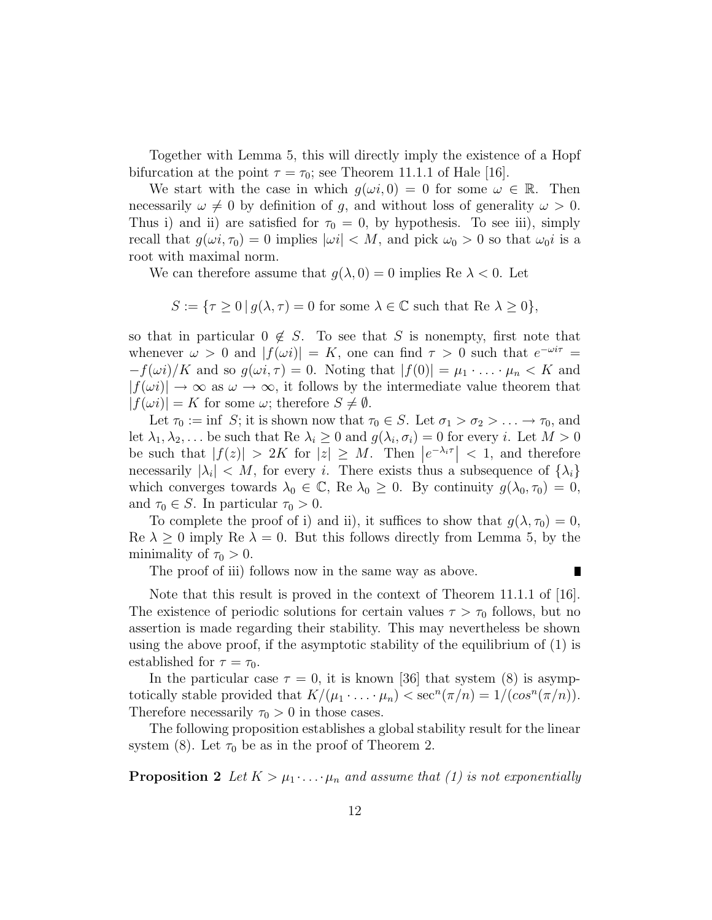Together with Lemma 5, this will directly imply the existence of a Hopf bifurcation at the point $\tau = \tau_0$; see Theorem 11.1.1 of Hale [16].

We start with the case in which $g(\omega i, 0) = 0$ for some $\omega \in \mathbb{R}$. Then necessarily $\omega \neq 0$ by definition of $g$, and without loss of generality $\omega > 0$. Thus i) and ii) are satisfied for $\tau_0 = 0$, by hypothesis. To see iii), simply recall that $g(\omega i, \tau_0) = 0$ implies $|\omega i| < M$, and pick $\omega_0 > 0$ so that $\omega_0 i$ is a root with maximal norm.

We can therefore assume that $g(\lambda, 0) = 0$ implies Re $\lambda < 0$. Let

$$S := \{\tau \geq 0 \,|\, g(\lambda, \tau) = 0 \text{ for some } \lambda \in \mathbb{C} \text{ such that Re } \lambda \geq 0\},$$

so that in particular $0 \notin S$. To see that $S$ is nonempty, first note that whenever $\omega > 0$ and $|f(\omega i)| = K$, one can find $\tau > 0$ such that $e^{-\omega i \tau} = -f(\omega i)/K$ and so $g(\omega i, \tau) = 0$. Noting that $|f(0)| = \mu_1 \cdot \ldots \cdot \mu_n < K$ and $|f(\omega i)| \to \infty$ as $\omega \to \infty$, it follows by the intermediate value theorem that $|f(\omega i)| = K$ for some $\omega$; therefore $S \neq \emptyset$.

Let $\tau_0 := \inf\ S$; it is shown now that $\tau_0 \in S$. Let $\sigma_1 > \sigma_2 > \ldots \to \tau_0$, and let $\lambda_1, \lambda_2, \ldots$ be such that Re $\lambda_i \geq 0$ and $g(\lambda_i, \sigma_i) = 0$ for every $i$. Let $M > 0$ be such that $|f(z)| > 2K$ for $|z| \geq M$. Then $\left|e^{-\lambda_i \tau}\right| < 1$, and therefore necessarily $|\lambda_i| < M$, for every $i$. There exists thus a subsequence of $\{\lambda_i\}$ which converges towards $\lambda_0 \in \mathbb{C}$, Re $\lambda_0 \geq 0$. By continuity $g(\lambda_0, \tau_0) = 0$, and $\tau_0 \in S$. In particular $\tau_0 > 0$.

To complete the proof of i) and ii), it suffices to show that $g(\lambda, \tau_0) = 0$, Re $\lambda \geq 0$ imply Re $\lambda = 0$. But this follows directly from Lemma 5, by the minimality of $\tau_0 > 0$.

The proof of iii) follows now in the same way as above. ∎

Note that this result is proved in the context of Theorem 11.1.1 of [16]. The existence of periodic solutions for certain values $\tau > \tau_0$ follows, but no assertion is made regarding their stability. This may nevertheless be shown using the above proof, if the asymptotic stability of the equilibrium of (1) is established for $\tau = \tau_0$.

In the particular case $\tau = 0$, it is known [36] that system (8) is asymptotically stable provided that $K/(\mu_1 \cdot \ldots \cdot \mu_n) < \sec^n(\pi/n) = 1/(cos^n(\pi/n))$. Therefore necessarily $\tau_0 > 0$ in those cases.

The following proposition establishes a global stability result for the linear system (8). Let $\tau_0$ be as in the proof of Theorem 2.

**Proposition 2** *Let $K > \mu_1 \cdot \ldots \cdot \mu_n$ and assume that (1) is not exponentially*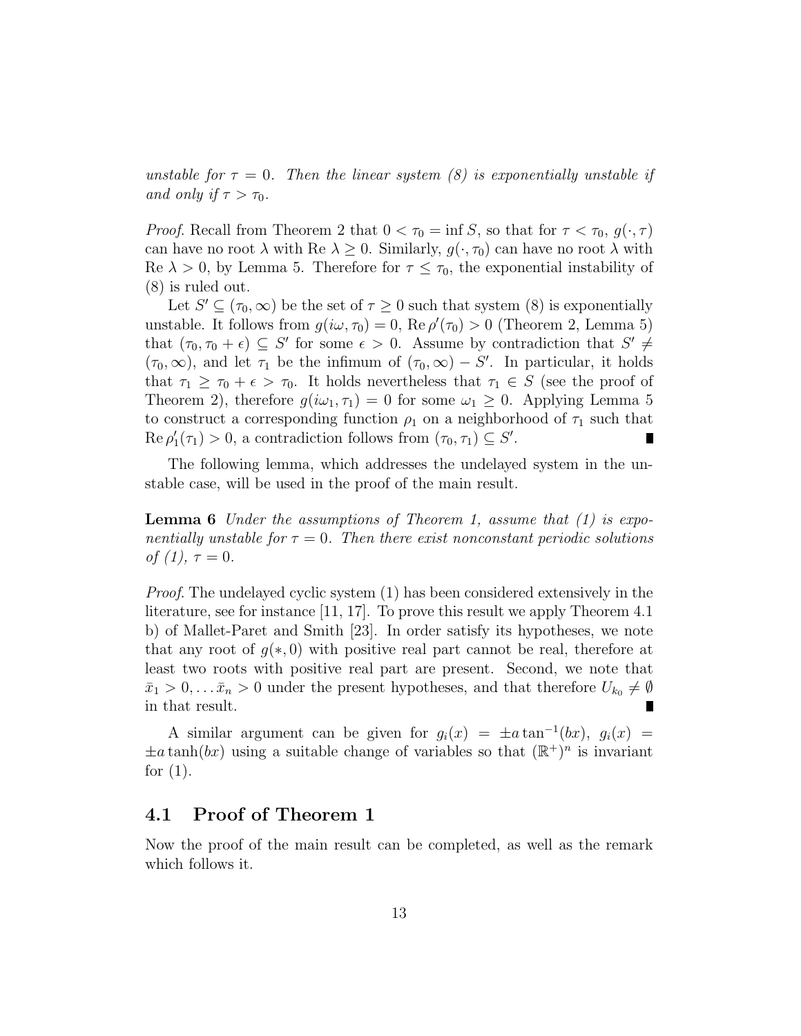*unstable for $\tau = 0$. Then the linear system (8) is exponentially unstable if and only if $\tau > \tau_0$.*

*Proof.* Recall from Theorem 2 that $0 < \tau_0 = \inf S$, so that for $\tau < \tau_0$, $g(\cdot, \tau)$ can have no root $\lambda$ with $\mathrm{Re}\, \lambda \geq 0$. Similarly, $g(\cdot, \tau_0)$ can have no root $\lambda$ with $\mathrm{Re}\, \lambda > 0$, by Lemma 5. Therefore for $\tau \leq \tau_0$, the exponential instability of (8) is ruled out.

Let $S' \subseteq (\tau_0, \infty)$ be the set of $\tau \geq 0$ such that system (8) is exponentially unstable. It follows from $g(i\omega, \tau_0) = 0$, $\mathrm{Re}\, \rho'(\tau_0) > 0$ (Theorem 2, Lemma 5) that $(\tau_0, \tau_0 + \epsilon) \subseteq S'$ for some $\epsilon > 0$. Assume by contradiction that $S' \neq (\tau_0, \infty)$, and let $\tau_1$ be the infimum of $(\tau_0, \infty) - S'$. In particular, it holds that $\tau_1 \geq \tau_0 + \epsilon > \tau_0$. It holds nevertheless that $\tau_1 \in S$ (see the proof of Theorem 2), therefore $g(i\omega_1, \tau_1) = 0$ for some $\omega_1 \geq 0$. Applying Lemma 5 to construct a corresponding function $\rho_1$ on a neighborhood of $\tau_1$ such that $\mathrm{Re}\, \rho_1'(\tau_1) > 0$, a contradiction follows from $(\tau_0, \tau_1) \subseteq S'$. ∎

The following lemma, which addresses the undelayed system in the unstable case, will be used in the proof of the main result.

**Lemma 6** *Under the assumptions of Theorem 1, assume that (1) is exponentially unstable for $\tau = 0$. Then there exist nonconstant periodic solutions of (1), $\tau = 0$.*

*Proof.* The undelayed cyclic system (1) has been considered extensively in the literature, see for instance [11, 17]. To prove this result we apply Theorem 4.1 b) of Mallet-Paret and Smith [23]. In order satisfy its hypotheses, we note that any root of $g(*, 0)$ with positive real part cannot be real, therefore at least two roots with positive real part are present. Second, we note that $\bar{x}_1 > 0, \ldots \bar{x}_n > 0$ under the present hypotheses, and that therefore $U_{k_0} \neq \emptyset$ in that result. ∎

A similar argument can be given for $g_i(x) = \pm a \tan^{-1}(bx)$, $g_i(x) = \pm a \tanh(bx)$ using a suitable change of variables so that $(\mathbb{R}^+)^n$ is invariant for (1).

## 4.1 Proof of Theorem 1

Now the proof of the main result can be completed, as well as the remark which follows it.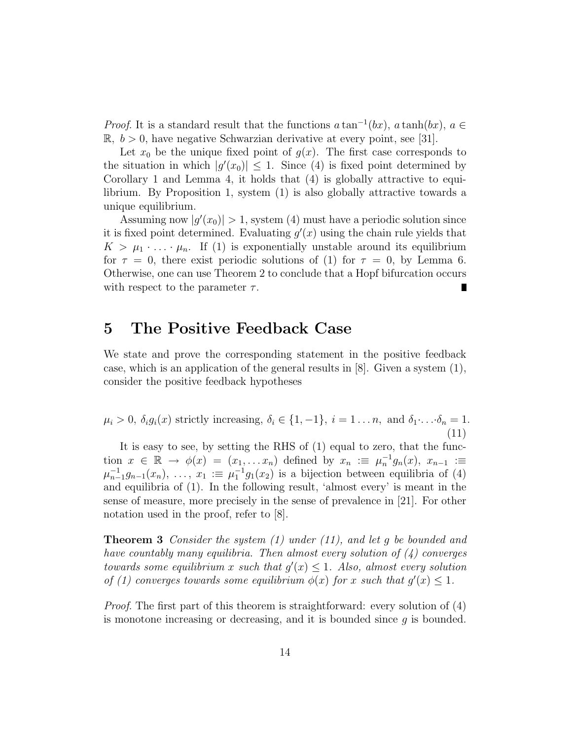*Proof*. It is a standard result that the functions $a\tan^{-1}(bx)$, $a\tanh(bx)$, $a \in \mathbb{R},\ b > 0$, have negative Schwarzian derivative at every point, see [31].

Let $x_0$ be the unique fixed point of $g(x)$. The first case corresponds to the situation in which $|g'(x_0)| \leq 1$. Since (4) is fixed point determined by Corollary 1 and Lemma 4, it holds that (4) is globally attractive to equilibrium. By Proposition 1, system (1) is also globally attractive towards a unique equilibrium.

Assuming now $|g'(x_0)| > 1$, system (4) must have a periodic solution since it is fixed point determined. Evaluating $g'(x)$ using the chain rule yields that $K > \mu_1 \cdot \ldots \cdot \mu_n$. If (1) is exponentially unstable around its equilibrium for $\tau = 0$, there exist periodic solutions of (1) for $\tau = 0$, by Lemma 6. Otherwise, one can use Theorem 2 to conclude that a Hopf bifurcation occurs with respect to the parameter $\tau$. ∎

## 5 The Positive Feedback Case

We state and prove the corresponding statement in the positive feedback case, which is an application of the general results in [8]. Given a system (1), consider the positive feedback hypotheses

$$\mu_i > 0,\ \delta_i g_i(x) \text{ strictly increasing},\ \delta_i \in \{1, -1\},\ i = 1 \ldots n, \text{ and } \delta_1 \cdot \ldots \cdot \delta_n = 1. \tag{11}$$

It is easy to see, by setting the RHS of (1) equal to zero, that the function $x \in \mathbb{R} \to \phi(x) = (x_1, \ldots x_n)$ defined by $x_n :\equiv \mu_n^{-1} g_n(x)$, $x_{n-1} :\equiv \mu_{n-1}^{-1} g_{n-1}(x_n)$, $\ldots$, $x_1 :\equiv \mu_1^{-1} g_1(x_2)$ is a bijection between equilibria of (4) and equilibria of (1). In the following result, 'almost every' is meant in the sense of measure, more precisely in the sense of prevalence in [21]. For other notation used in the proof, refer to [8].

**Theorem 3** *Consider the system (1) under (11), and let $g$ be bounded and have countably many equilibria. Then almost every solution of (4) converges towards some equilibrium $x$ such that $g'(x) \leq 1$. Also, almost every solution of (1) converges towards some equilibrium $\phi(x)$ for $x$ such that $g'(x) \leq 1$.*

*Proof*. The first part of this theorem is straightforward: every solution of (4) is monotone increasing or decreasing, and it is bounded since $g$ is bounded.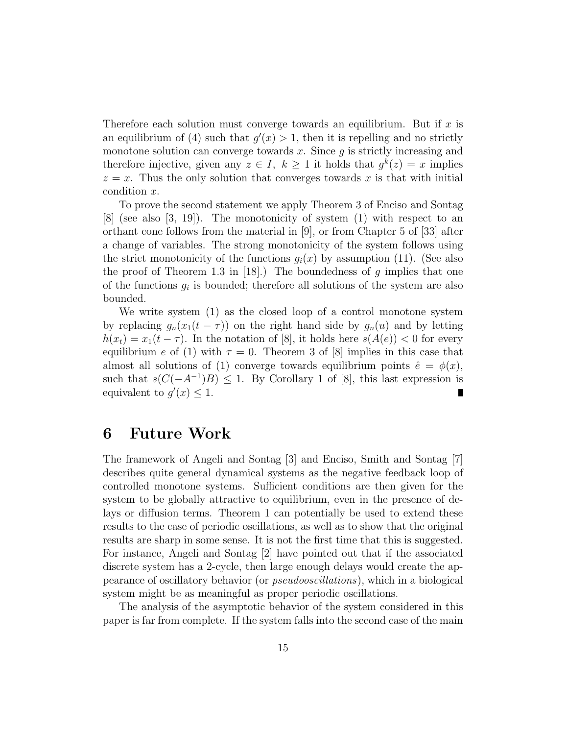Therefore each solution must converge towards an equilibrium. But if $x$ is an equilibrium of (4) such that $g'(x) > 1$, then it is repelling and no strictly monotone solution can converge towards $x$. Since $g$ is strictly increasing and therefore injective, given any $z \in I,\ k \geq 1$ it holds that $g^k(z) = x$ implies $z = x$. Thus the only solution that converges towards $x$ is that with initial condition $x$.

To prove the second statement we apply Theorem 3 of Enciso and Sontag [8] (see also [3, 19]). The monotonicity of system (1) with respect to an orthant cone follows from the material in [9], or from Chapter 5 of [33] after a change of variables. The strong monotonicity of the system follows using the strict monotonicity of the functions $g_i(x)$ by assumption (11). (See also the proof of Theorem 1.3 in [18].) The boundedness of $g$ implies that one of the functions $g_i$ is bounded; therefore all solutions of the system are also bounded.

We write system (1) as the closed loop of a control monotone system by replacing $g_n(x_1(t-\tau))$ on the right hand side by $g_n(u)$ and by letting $h(x_t) = x_1(t-\tau)$. In the notation of [8], it holds here $s(A(e)) < 0$ for every equilibrium $e$ of (1) with $\tau = 0$. Theorem 3 of [8] implies in this case that almost all solutions of (1) converge towards equilibrium points $\hat{e} = \phi(x)$, such that $s(C(-A^{-1})B) \leq 1$. By Corollary 1 of [8], this last expression is equivalent to $g'(x) \leq 1$. ∎

# 6 Future Work

The framework of Angeli and Sontag [3] and Enciso, Smith and Sontag [7] describes quite general dynamical systems as the negative feedback loop of controlled monotone systems. Sufficient conditions are then given for the system to be globally attractive to equilibrium, even in the presence of delays or diffusion terms. Theorem 1 can potentially be used to extend these results to the case of periodic oscillations, as well as to show that the original results are sharp in some sense. It is not the first time that this is suggested. For instance, Angeli and Sontag [2] have pointed out that if the associated discrete system has a 2-cycle, then large enough delays would create the appearance of oscillatory behavior (or *pseudooscillations*), which in a biological system might be as meaningful as proper periodic oscillations.

The analysis of the asymptotic behavior of the system considered in this paper is far from complete. If the system falls into the second case of the main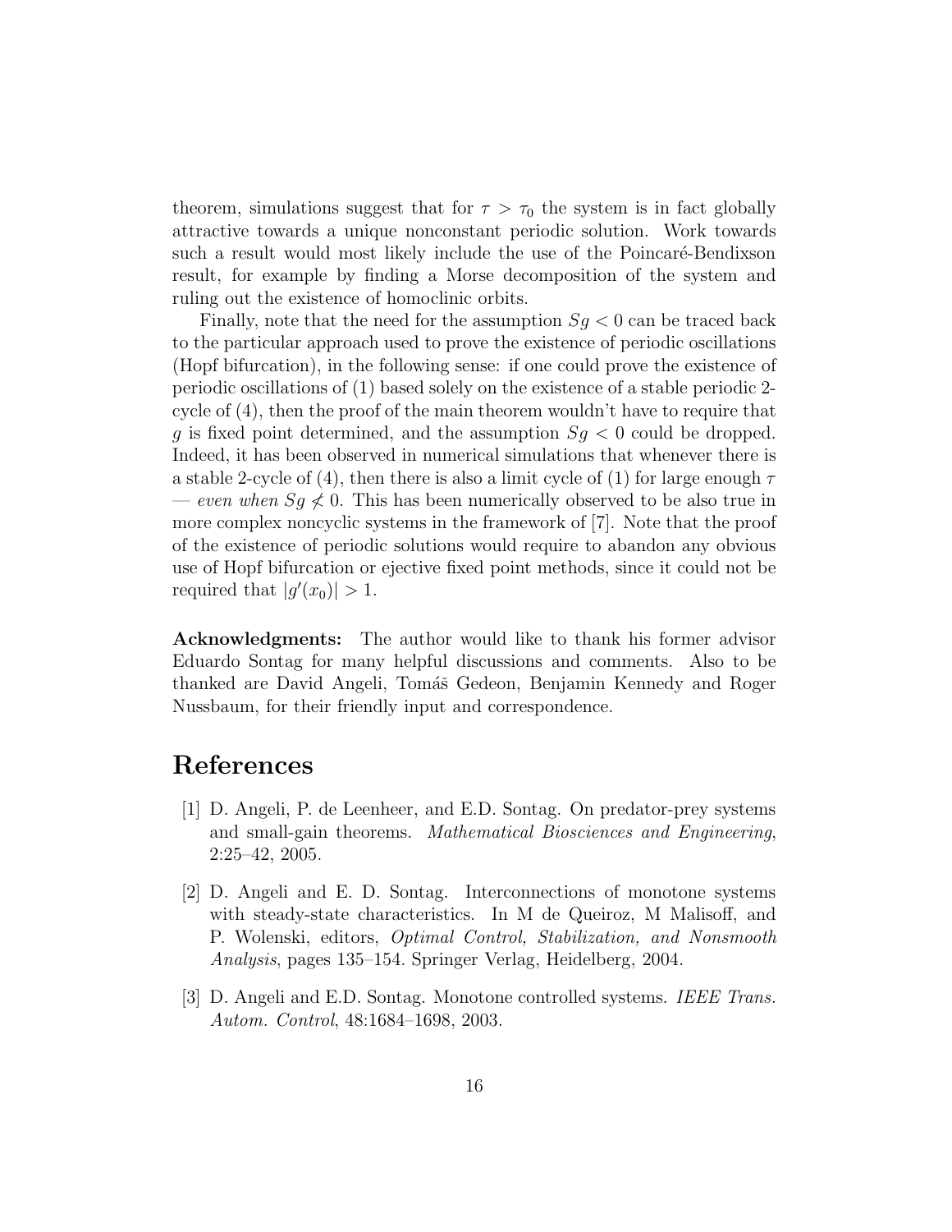theorem, simulations suggest that for $\tau > \tau_0$ the system is in fact globally attractive towards a unique nonconstant periodic solution. Work towards such a result would most likely include the use of the Poincaré-Bendixson result, for example by finding a Morse decomposition of the system and ruling out the existence of homoclinic orbits.

Finally, note that the need for the assumption $Sg < 0$ can be traced back to the particular approach used to prove the existence of periodic oscillations (Hopf bifurcation), in the following sense: if one could prove the existence of periodic oscillations of (1) based solely on the existence of a stable periodic 2-cycle of (4), then the proof of the main theorem wouldn't have to require that $g$ is fixed point determined, and the assumption $Sg < 0$ could be dropped. Indeed, it has been observed in numerical simulations that whenever there is a stable 2-cycle of (4), then there is also a limit cycle of (1) for large enough $\tau$ — *even when* $Sg \not< 0$. This has been numerically observed to be also true in more complex noncyclic systems in the framework of [7]. Note that the proof of the existence of periodic solutions would require to abandon any obvious use of Hopf bifurcation or ejective fixed point methods, since it could not be required that $|g'(x_0)| > 1$.

**Acknowledgments:** The author would like to thank his former advisor Eduardo Sontag for many helpful discussions and comments. Also to be thanked are David Angeli, Tomáš Gedeon, Benjamin Kennedy and Roger Nussbaum, for their friendly input and correspondence.

# References

[1] D. Angeli, P. de Leenheer, and E.D. Sontag. On predator-prey systems and small-gain theorems. *Mathematical Biosciences and Engineering*, 2:25–42, 2005.

[2] D. Angeli and E. D. Sontag. Interconnections of monotone systems with steady-state characteristics. In M de Queiroz, M Malisoff, and P. Wolenski, editors, *Optimal Control, Stabilization, and Nonsmooth Analysis*, pages 135–154. Springer Verlag, Heidelberg, 2004.

[3] D. Angeli and E.D. Sontag. Monotone controlled systems. *IEEE Trans. Autom. Control*, 48:1684–1698, 2003.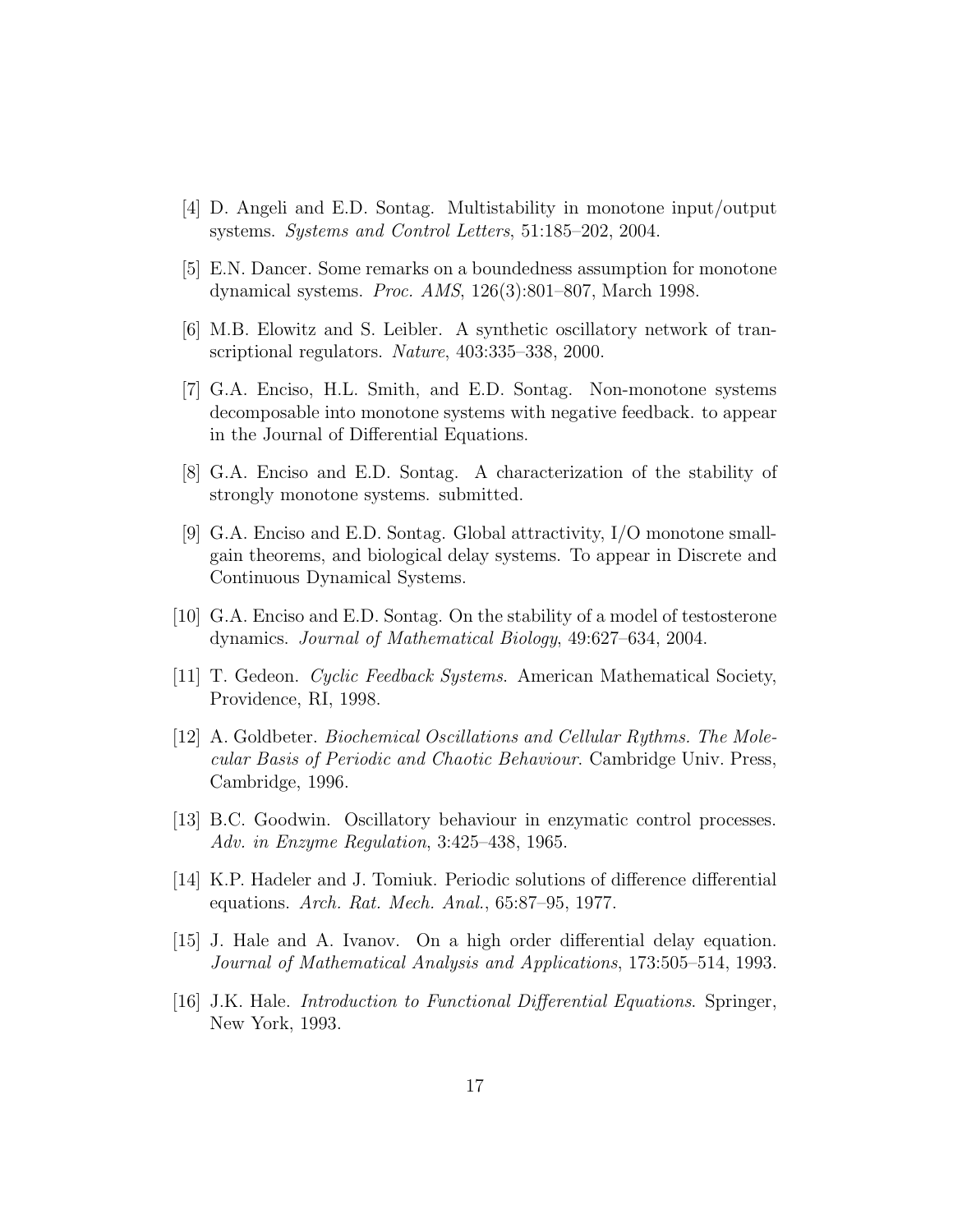[4] D. Angeli and E.D. Sontag. Multistability in monotone input/output systems. *Systems and Control Letters*, 51:185–202, 2004.

[5] E.N. Dancer. Some remarks on a boundedness assumption for monotone dynamical systems. *Proc. AMS*, 126(3):801–807, March 1998.

[6] M.B. Elowitz and S. Leibler. A synthetic oscillatory network of transcriptional regulators. *Nature*, 403:335–338, 2000.

[7] G.A. Enciso, H.L. Smith, and E.D. Sontag. Non-monotone systems decomposable into monotone systems with negative feedback. to appear in the Journal of Differential Equations.

[8] G.A. Enciso and E.D. Sontag. A characterization of the stability of strongly monotone systems. submitted.

[9] G.A. Enciso and E.D. Sontag. Global attractivity, I/O monotone small-gain theorems, and biological delay systems. To appear in Discrete and Continuous Dynamical Systems.

[10] G.A. Enciso and E.D. Sontag. On the stability of a model of testosterone dynamics. *Journal of Mathematical Biology*, 49:627–634, 2004.

[11] T. Gedeon. *Cyclic Feedback Systems*. American Mathematical Society, Providence, RI, 1998.

[12] A. Goldbeter. *Biochemical Oscillations and Cellular Rythms. The Molecular Basis of Periodic and Chaotic Behaviour*. Cambridge Univ. Press, Cambridge, 1996.

[13] B.C. Goodwin. Oscillatory behaviour in enzymatic control processes. *Adv. in Enzyme Regulation*, 3:425–438, 1965.

[14] K.P. Hadeler and J. Tomiuk. Periodic solutions of difference differential equations. *Arch. Rat. Mech. Anal.*, 65:87–95, 1977.

[15] J. Hale and A. Ivanov. On a high order differential delay equation. *Journal of Mathematical Analysis and Applications*, 173:505–514, 1993.

[16] J.K. Hale. *Introduction to Functional Differential Equations*. Springer, New York, 1993.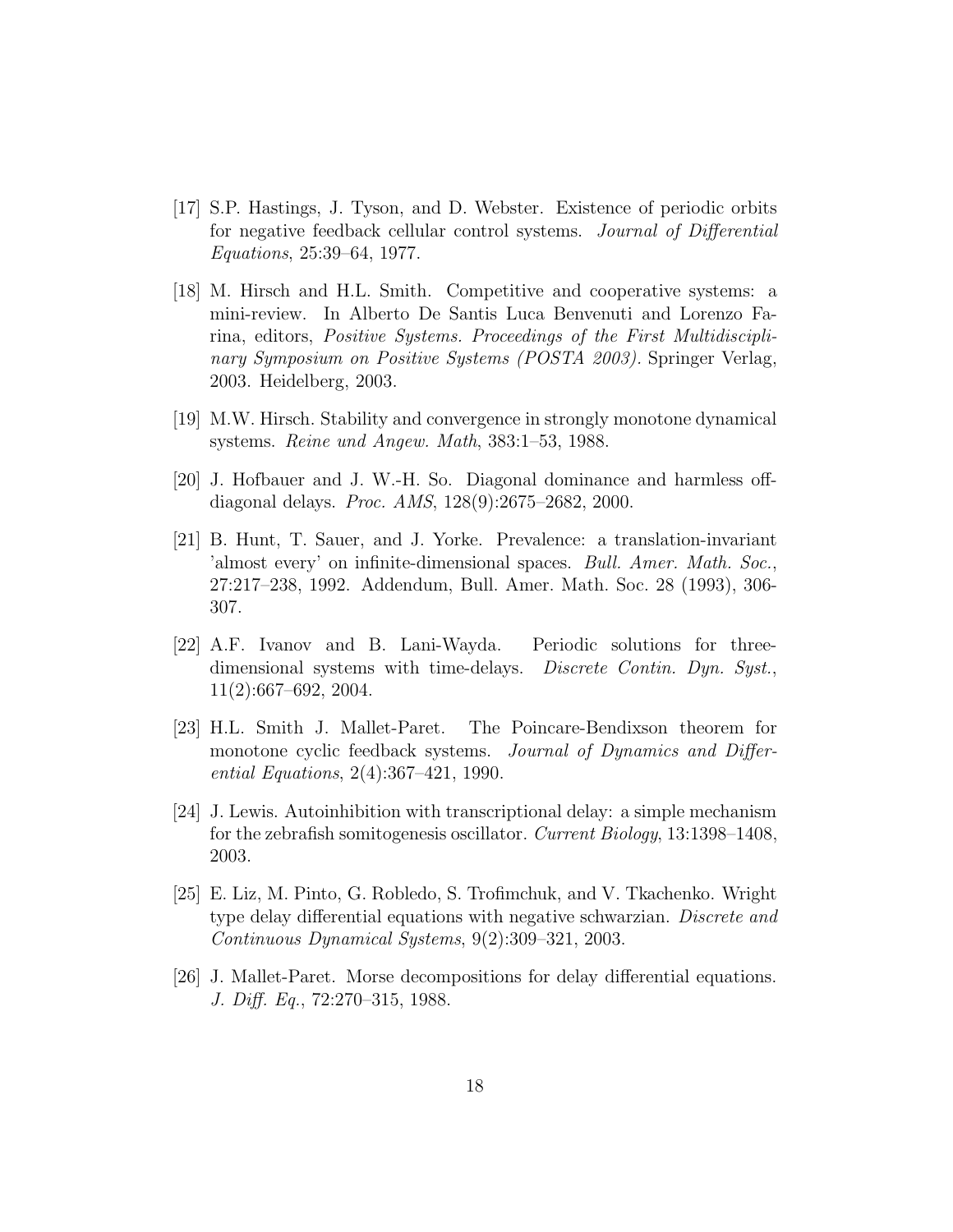[17] S.P. Hastings, J. Tyson, and D. Webster. Existence of periodic orbits for negative feedback cellular control systems. *Journal of Differential Equations*, 25:39–64, 1977.

[18] M. Hirsch and H.L. Smith. Competitive and cooperative systems: a mini-review. In Alberto De Santis Luca Benvenuti and Lorenzo Farina, editors, *Positive Systems. Proceedings of the First Multidisciplinary Symposium on Positive Systems (POSTA 2003).* Springer Verlag, 2003. Heidelberg, 2003.

[19] M.W. Hirsch. Stability and convergence in strongly monotone dynamical systems. *Reine und Angew. Math*, 383:1–53, 1988.

[20] J. Hofbauer and J. W.-H. So. Diagonal dominance and harmless off-diagonal delays. *Proc. AMS*, 128(9):2675–2682, 2000.

[21] B. Hunt, T. Sauer, and J. Yorke. Prevalence: a translation-invariant 'almost every' on infinite-dimensional spaces. *Bull. Amer. Math. Soc.*, 27:217–238, 1992. Addendum, Bull. Amer. Math. Soc. 28 (1993), 306-307.

[22] A.F. Ivanov and B. Lani-Wayda. Periodic solutions for three-dimensional systems with time-delays. *Discrete Contin. Dyn. Syst.*, 11(2):667–692, 2004.

[23] H.L. Smith J. Mallet-Paret. The Poincare-Bendixson theorem for monotone cyclic feedback systems. *Journal of Dynamics and Differential Equations*, 2(4):367–421, 1990.

[24] J. Lewis. Autoinhibition with transcriptional delay: a simple mechanism for the zebrafish somitogenesis oscillator. *Current Biology*, 13:1398–1408, 2003.

[25] E. Liz, M. Pinto, G. Robledo, S. Trofimchuk, and V. Tkachenko. Wright type delay differential equations with negative schwarzian. *Discrete and Continuous Dynamical Systems*, 9(2):309–321, 2003.

[26] J. Mallet-Paret. Morse decompositions for delay differential equations. *J. Diff. Eq.*, 72:270–315, 1988.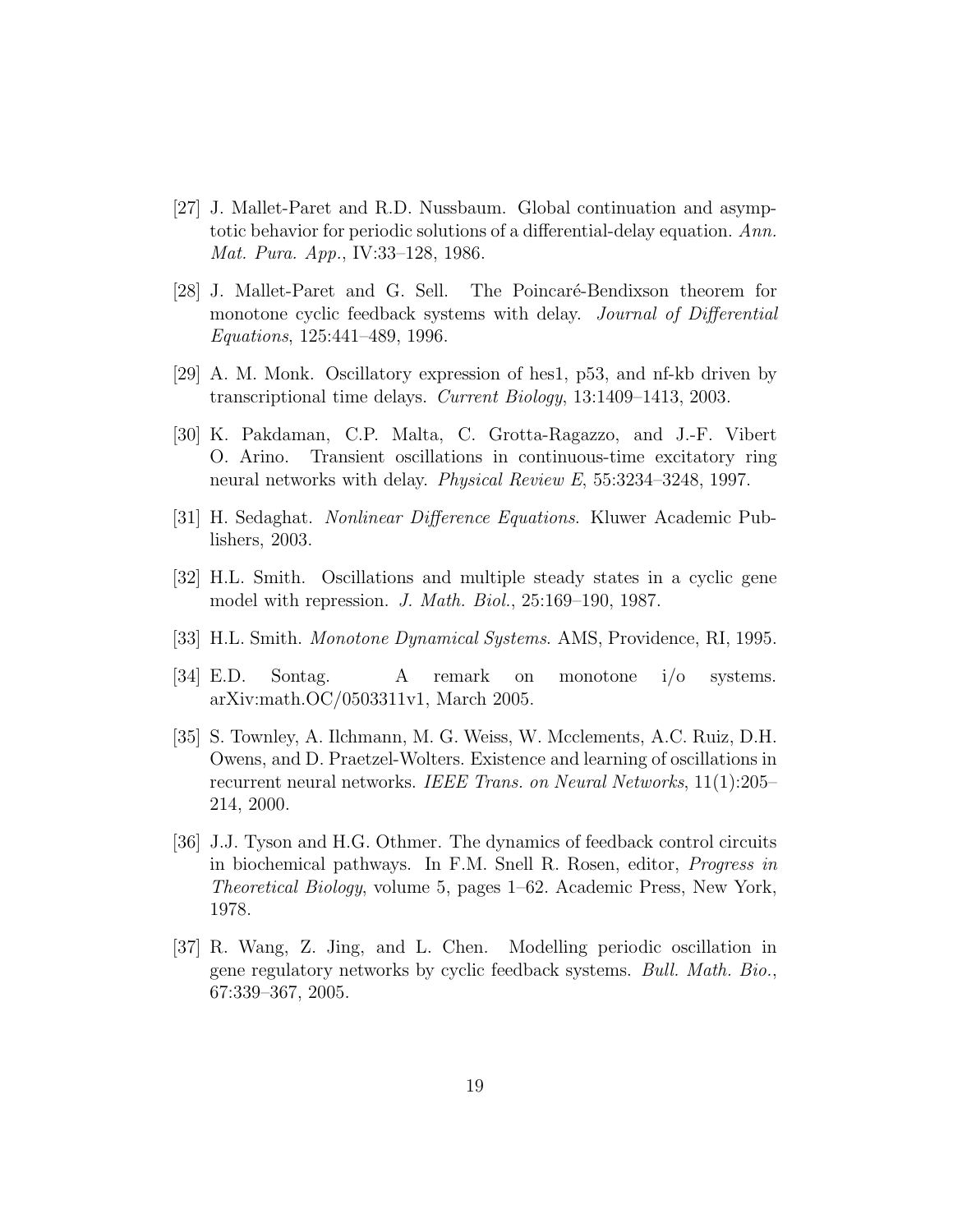[27] J. Mallet-Paret and R.D. Nussbaum. Global continuation and asymptotic behavior for periodic solutions of a differential-delay equation. *Ann. Mat. Pura. App.*, IV:33–128, 1986.

[28] J. Mallet-Paret and G. Sell. The Poincaré-Bendixson theorem for monotone cyclic feedback systems with delay. *Journal of Differential Equations*, 125:441–489, 1996.

[29] A. M. Monk. Oscillatory expression of hes1, p53, and nf-kb driven by transcriptional time delays. *Current Biology*, 13:1409–1413, 2003.

[30] K. Pakdaman, C.P. Malta, C. Grotta-Ragazzo, and J.-F. Vibert O. Arino. Transient oscillations in continuous-time excitatory ring neural networks with delay. *Physical Review E*, 55:3234–3248, 1997.

[31] H. Sedaghat. *Nonlinear Difference Equations*. Kluwer Academic Publishers, 2003.

[32] H.L. Smith. Oscillations and multiple steady states in a cyclic gene model with repression. *J. Math. Biol.*, 25:169–190, 1987.

[33] H.L. Smith. *Monotone Dynamical Systems*. AMS, Providence, RI, 1995.

[34] E.D. Sontag. A remark on monotone i/o systems. arXiv:math.OC/0503311v1, March 2005.

[35] S. Townley, A. Ilchmann, M. G. Weiss, W. Mcclements, A.C. Ruiz, D.H. Owens, and D. Praetzel-Wolters. Existence and learning of oscillations in recurrent neural networks. *IEEE Trans. on Neural Networks*, 11(1):205–214, 2000.

[36] J.J. Tyson and H.G. Othmer. The dynamics of feedback control circuits in biochemical pathways. In F.M. Snell R. Rosen, editor, *Progress in Theoretical Biology*, volume 5, pages 1–62. Academic Press, New York, 1978.

[37] R. Wang, Z. Jing, and L. Chen. Modelling periodic oscillation in gene regulatory networks by cyclic feedback systems. *Bull. Math. Bio.*, 67:339–367, 2005.